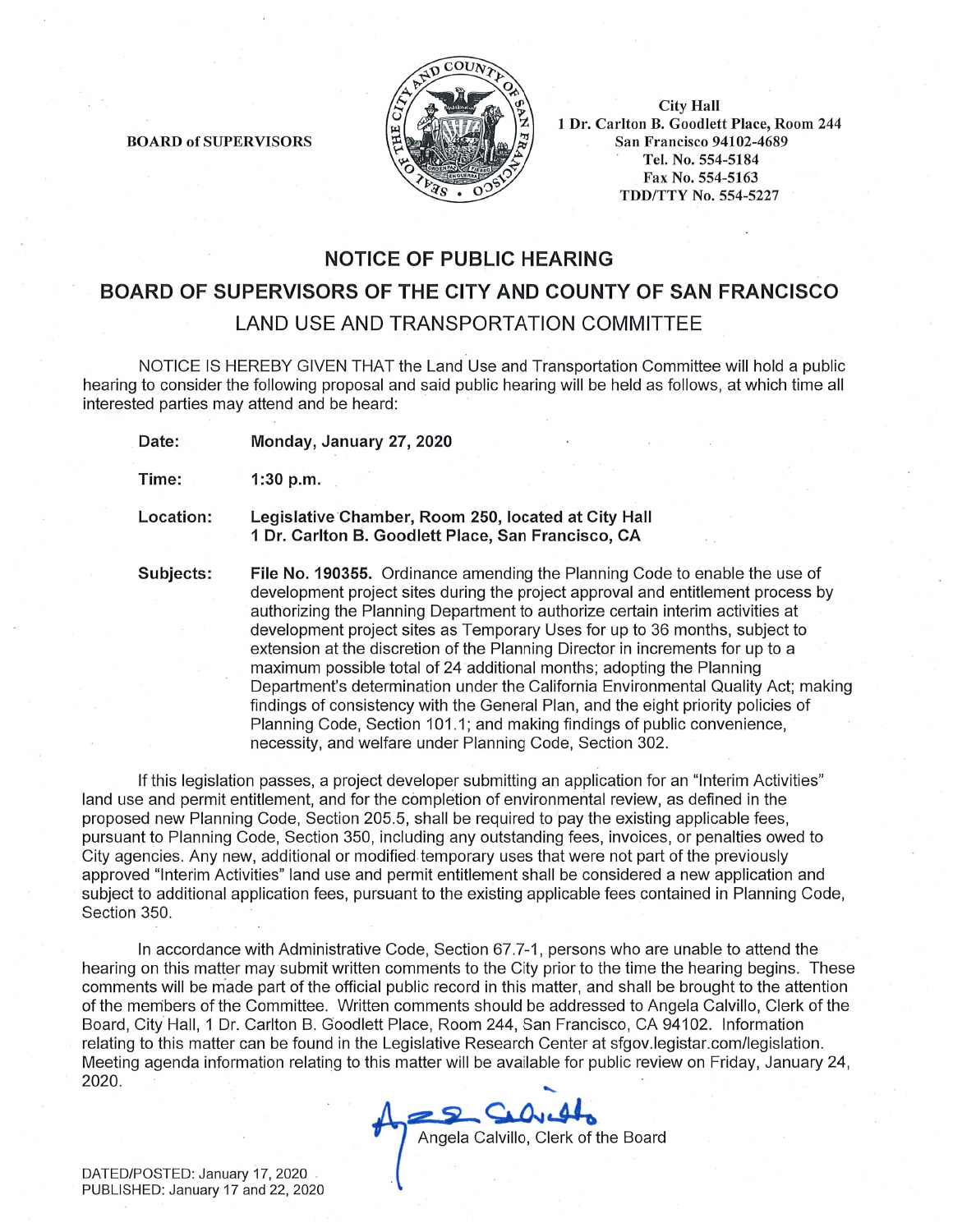BOARD of SUPERVISORS

City Hall
1 Dr. Carlton B. Goodlett Place, Room 244
San Francisco 94102-4689
Tel. No. 554-5184
Fax No. 554-5163
TDD/TTY No. 554-5227

# NOTICE OF PUBLIC HEARING

## BOARD OF SUPERVISORS OF THE CITY AND COUNTY OF SAN FRANCISCO

## LAND USE AND TRANSPORTATION COMMITTEE

NOTICE IS HEREBY GIVEN THAT the Land Use and Transportation Committee will hold a public hearing to consider the following proposal and said public hearing will be held as follows, at which time all interested parties may attend and be heard:

**Date:** **Monday, January 27, 2020**

**Time:** **1:30 p.m.**

**Location:** **Legislative Chamber, Room 250, located at City Hall 1 Dr. Carlton B. Goodlett Place, San Francisco, CA**

**Subjects:** **File No. 190355.** Ordinance amending the Planning Code to enable the use of development project sites during the project approval and entitlement process by authorizing the Planning Department to authorize certain interim activities at development project sites as Temporary Uses for up to 36 months, subject to extension at the discretion of the Planning Director in increments for up to a maximum possible total of 24 additional months; adopting the Planning Department's determination under the California Environmental Quality Act; making findings of consistency with the General Plan, and the eight priority policies of Planning Code, Section 101.1; and making findings of public convenience, necessity, and welfare under Planning Code, Section 302.

If this legislation passes, a project developer submitting an application for an "Interim Activities" land use and permit entitlement, and for the completion of environmental review, as defined in the proposed new Planning Code, Section 205.5, shall be required to pay the existing applicable fees, pursuant to Planning Code, Section 350, including any outstanding fees, invoices, or penalties owed to City agencies. Any new, additional or modified temporary uses that were not part of the previously approved "Interim Activities" land use and permit entitlement shall be considered a new application and subject to additional application fees, pursuant to the existing applicable fees contained in Planning Code, Section 350.

In accordance with Administrative Code, Section 67.7-1, persons who are unable to attend the hearing on this matter may submit written comments to the City prior to the time the hearing begins. These comments will be made part of the official public record in this matter, and shall be brought to the attention of the members of the Committee. Written comments should be addressed to Angela Calvillo, Clerk of the Board, City Hall, 1 Dr. Carlton B. Goodlett Place, Room 244, San Francisco, CA 94102. Information relating to this matter can be found in the Legislative Research Center at sfgov.legistar.com/legislation. Meeting agenda information relating to this matter will be available for public review on Friday, January 24, 2020.

Angela Calvillo, Clerk of the Board

DATED/POSTED: January 17, 2020
PUBLISHED: January 17 and 22, 2020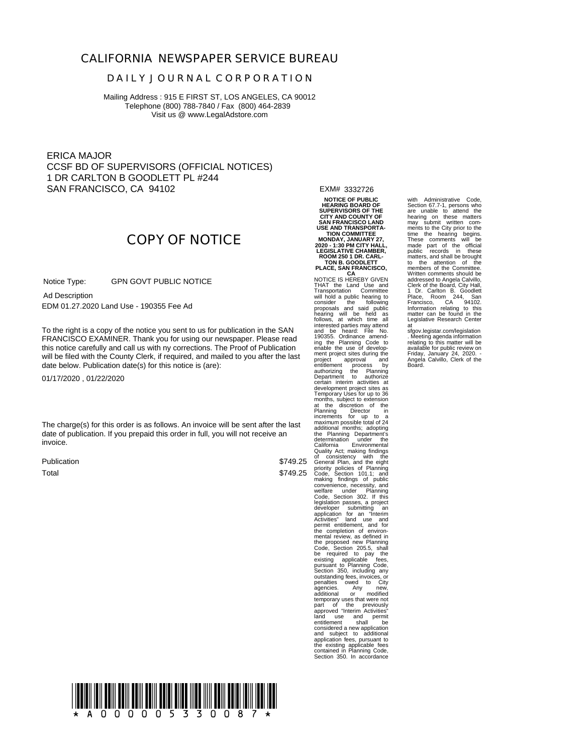# CALIFORNIA NEWSPAPER SERVICE BUREAU

## DAILY JOURNAL CORPORATION

Mailing Address : 915 E FIRST ST, LOS ANGELES, CA 90012
Telephone (800) 788-7840 / Fax (800) 464-2839
Visit us @ www.LegalAdstore.com

ERICA MAJOR
CCSF BD OF SUPERVISORS (OFFICIAL NOTICES)
1 DR CARLTON B GOODLETT PL #244
SAN FRANCISCO, CA 94102

# COPY OF NOTICE

Notice Type: GPN GOVT PUBLIC NOTICE

Ad Description
EDM 01.27.2020 Land Use - 190355 Fee Ad

To the right is a copy of the notice you sent to us for publication in the SAN FRANCISCO EXAMINER. Thank you for using our newspaper. Please read this notice carefully and call us with ny corrections. The Proof of Publication will be filed with the County Clerk, if required, and mailed to you after the last date below. Publication date(s) for this notice is (are):

01/17/2020 , 01/22/2020

The charge(s) for this order is as follows. An invoice will be sent after the last date of publication. If you prepaid this order in full, you will not receive an invoice.

| | |
|---|---|
| Publication | $749.25 |
| Total | $749.25 |

EXM# 3332726

**NOTICE OF PUBLIC HEARING BOARD OF SUPERVISORS OF THE CITY AND COUNTY OF SAN FRANCISCO LAND USE AND TRANSPORTATION COMMITTEE MONDAY, JANUARY 27, 2020 - 1:30 PM CITY HALL, LEGISLATIVE CHAMBER, ROOM 250 1 DR. CARLTON B. GOODLETT PLACE, SAN FRANCISCO, CA**

NOTICE IS HEREBY GIVEN THAT the Land Use and Transportation Committee will hold a public hearing to consider the following proposals and said public hearing will be held as follows, at which time all interested parties may attend and be heard: File No. 190355. Ordinance amending the Planning Code to enable the use of development project sites during the project approval and entitlement process by authorizing the Planning Department to authorize certain interim activities at development project sites as Temporary Uses for up to 36 months, subject to extension at the discretion of the Planning Director in increments for up to a maximum possible total of 24 additional months; adopting the Planning Department's determination under the California Environmental Quality Act; making findings of consistency with the General Plan, and the eight priority policies of Planning Code, Section 101.1; and making findings of public convenience, necessity, and welfare under Planning Code, Section 302. If this legislation passes, a project developer submitting an application for an "Interim Activities" land use and permit entitlement, and for the completion of environmental review, as defined in the proposed new Planning Code, Section 205.5, shall be required to pay the existing applicable fees, pursuant to Planning Code, Section 350, including any outstanding fees, invoices, or penalties owed to City agencies. Any new, additional or modified temporary uses that were not part of the previously approved "Interim Activities" land use and permit entitlement shall be considered a new application and subject to additional application fees, pursuant to the existing applicable fees contained in Planning Code, Section 350. In accordance with Administrative Code, Section 67.7-1, persons who are unable to attend the hearing on these matters may submit written comments to the City prior to the time the hearing begins. These comments will be made part of the official public records in these matters, and shall be brought to the attention of the members of the Committee. Written comments should be addressed to Angela Calvillo, Clerk of the Board, City Hall, 1 Dr. Carlton B. Goodlett Place, Room 244, San Francisco, CA 94102. Information relating to this matter can be found in the Legislative Research Center at sfgov.legistar.com/legislation. Meeting agenda information relating to this matter will be available for public review on Friday, January 24, 2020. - Angela Calvillo, Clerk of the Board.

\* A 0 0 0 0 0 5 3 3 0 0 8 7 \*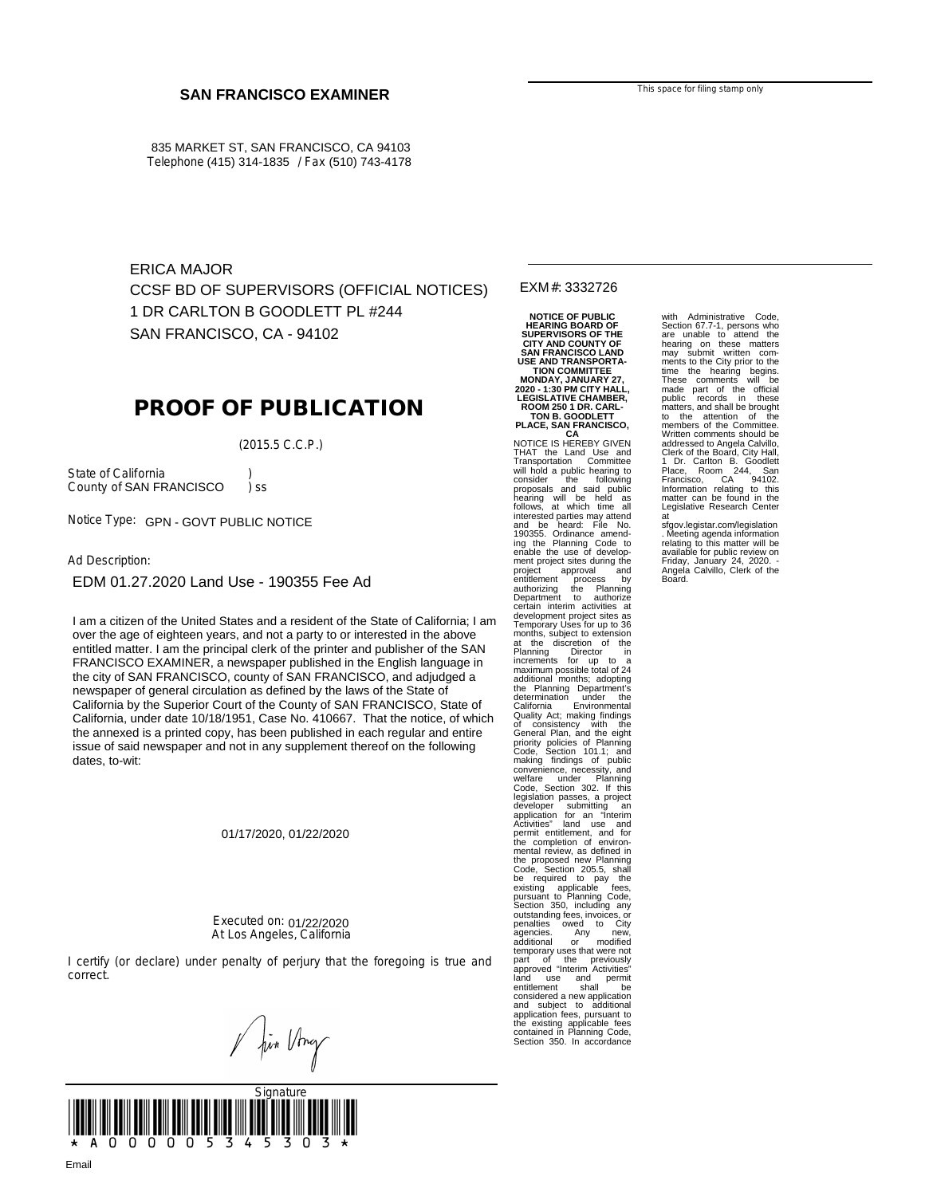**SAN FRANCISCO EXAMINER**

835 MARKET ST, SAN FRANCISCO, CA 94103
Telephone (415) 314-1835 / Fax (510) 743-4178

This space for filing stamp only

ERICA MAJOR
CCSF BD OF SUPERVISORS (OFFICIAL NOTICES)
1 DR CARLTON B GOODLETT PL #244
SAN FRANCISCO, CA - 94102

EXM#: 3332726

# PROOF OF PUBLICATION

(2015.5 C.C.P.)

State of California )
County of SAN FRANCISCO ) ss

Notice Type: GPN - GOVT PUBLIC NOTICE

Ad Description:

EDM 01.27.2020 Land Use - 190355 Fee Ad

I am a citizen of the United States and a resident of the State of California; I am over the age of eighteen years, and not a party to or interested in the above entitled matter. I am the principal clerk of the printer and publisher of the SAN FRANCISCO EXAMINER, a newspaper published in the English language in the city of SAN FRANCISCO, county of SAN FRANCISCO, and adjudged a newspaper of general circulation as defined by the laws of the State of California by the Superior Court of the County of SAN FRANCISCO, State of California, under date 10/18/1951, Case No. 410667. That the notice, of which the annexed is a printed copy, has been published in each regular and entire issue of said newspaper and not in any supplement thereof on the following dates, to-wit:

01/17/2020, 01/22/2020

Executed on: 01/22/2020
At Los Angeles, California

I certify (or declare) under penalty of perjury that the foregoing is true and correct.

Signature

\* A 0 0 0 0 0 5 3 4 5 3 0 3 \*

Email

**NOTICE OF PUBLIC HEARING BOARD OF SUPERVISORS OF THE CITY AND COUNTY OF SAN FRANCISCO LAND USE AND TRANSPORTATION COMMITTEE MONDAY, JANUARY 27, 2020 - 1:30 PM CITY HALL, LEGISLATIVE CHAMBER, ROOM 250 1 DR. CARLTON B. GOODLETT PLACE, SAN FRANCISCO, CA**

NOTICE IS HEREBY GIVEN THAT the Land Use and Transportation Committee will hold a public hearing to consider the following proposals and said public hearing will be held as follows, at which time all interested parties may attend and be heard: File No. 190355. Ordinance amending the Planning Code to enable the use of development project sites during the project approval and entitlement process by authorizing the Planning Department to authorize certain interim activities at development project sites as Temporary Uses for up to 36 months, subject to extension at the discretion of the Planning Director in increments for up to a maximum possible total of 24 additional months; adopting the Planning Department's determination under the California Environmental Quality Act; making findings of consistency with the General Plan, and the eight priority policies of Planning Code, Section 101.1; and making findings of public convenience, necessity, and welfare under Planning Code, Section 302. If this legislation passes, a project developer submitting an application for an "Interim Activities" land use and permit entitlement, and for the completion of environmental review, as defined in the proposed new Planning Code, Section 205.5, shall be required to pay the existing applicable fees, pursuant to Planning Code, Section 350, including any outstanding fees, invoices, or penalties owed to City agencies. Any new, additional or modified temporary uses that were not part of the previously approved "Interim Activities" land use and permit entitlement shall be considered a new application and subject to additional application fees, pursuant to the existing applicable fees contained in Planning Code, Section 350. In accordance with Administrative Code, Section 67.7-1, persons who are unable to attend the hearing on these matters may submit written comments to the City prior to the time the hearing begins. These comments will be made part of the official public records in these matters, and shall be brought to the attention of the members of the Committee. Written comments should be addressed to Angela Calvillo, Clerk of the Board, City Hall, 1 Dr. Carlton B. Goodlett Place, Room 244, San Francisco, CA 94102. Information relating to this matter can be found in the Legislative Research Center at sfgov.legistar.com/legislation. Meeting agenda information relating to this matter will be available for public review on Friday, January 24, 2020. - Angela Calvillo, Clerk of the Board.